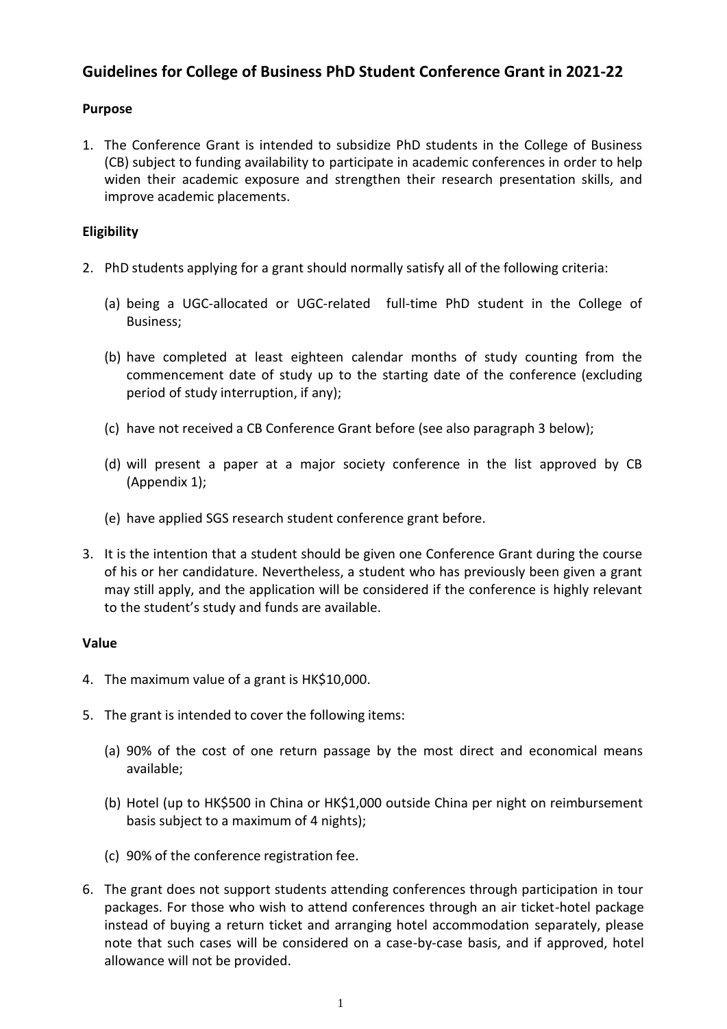## Guidelines for College of Business PhD Student Conference Grant in 2021-22

### Purpose

1. The Conference Grant is intended to subsidize PhD students in the College of Business (CB) subject to funding availability to participate in academic conferences in order to help widen their academic exposure and strengthen their research presentation skills, and improve academic placements.

### Eligibility

2. PhD students applying for a grant should normally satisfy all of the following criteria:

   (a) being a UGC-allocated or UGC-related full-time PhD student in the College of Business;

   (b) have completed at least eighteen calendar months of study counting from the commencement date of study up to the starting date of the conference (excluding period of study interruption, if any);

   (c) have not received a CB Conference Grant before (see also paragraph 3 below);

   (d) will present a paper at a major society conference in the list approved by CB (Appendix 1);

   (e) have applied SGS research student conference grant before.

3. It is the intention that a student should be given one Conference Grant during the course of his or her candidature. Nevertheless, a student who has previously been given a grant may still apply, and the application will be considered if the conference is highly relevant to the student's study and funds are available.

### Value

4. The maximum value of a grant is HK$10,000.

5. The grant is intended to cover the following items:

   (a) 90% of the cost of one return passage by the most direct and economical means available;

   (b) Hotel (up to HK$500 in China or HK$1,000 outside China per night on reimbursement basis subject to a maximum of 4 nights);

   (c) 90% of the conference registration fee.

6. The grant does not support students attending conferences through participation in tour packages. For those who wish to attend conferences through an air ticket-hotel package instead of buying a return ticket and arranging hotel accommodation separately, please note that such cases will be considered on a case-by-case basis, and if approved, hotel allowance will not be provided.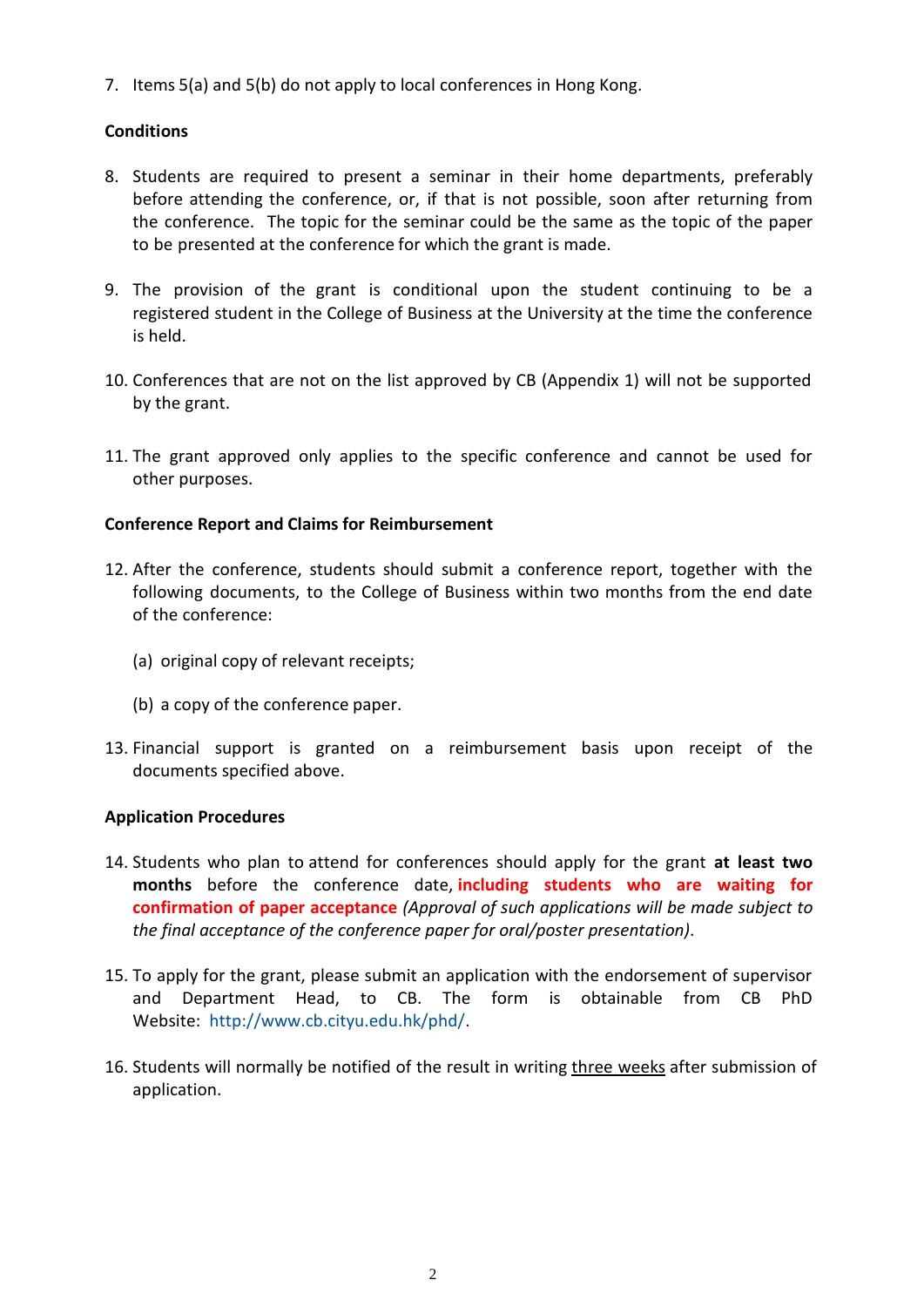7. Items 5(a) and 5(b) do not apply to local conferences in Hong Kong.

**Conditions**

8. Students are required to present a seminar in their home departments, preferably before attending the conference, or, if that is not possible, soon after returning from the conference. The topic for the seminar could be the same as the topic of the paper to be presented at the conference for which the grant is made.

9. The provision of the grant is conditional upon the student continuing to be a registered student in the College of Business at the University at the time the conference is held.

10. Conferences that are not on the list approved by CB (Appendix 1) will not be supported by the grant.

11. The grant approved only applies to the specific conference and cannot be used for other purposes.

**Conference Report and Claims for Reimbursement**

12. After the conference, students should submit a conference report, together with the following documents, to the College of Business within two months from the end date of the conference:

    (a) original copy of relevant receipts;

    (b) a copy of the conference paper.

13. Financial support is granted on a reimbursement basis upon receipt of the documents specified above.

**Application Procedures**

14. Students who plan to attend for conferences should apply for the grant **at least two months** before the conference date, **including students who are waiting for confirmation of paper acceptance** *(Approval of such applications will be made subject to the final acceptance of the conference paper for oral/poster presentation)*.

15. To apply for the grant, please submit an application with the endorsement of supervisor and Department Head, to CB. The form is obtainable from CB PhD Website: http://www.cb.cityu.edu.hk/phd/.

16. Students will normally be notified of the result in writing three weeks after submission of application.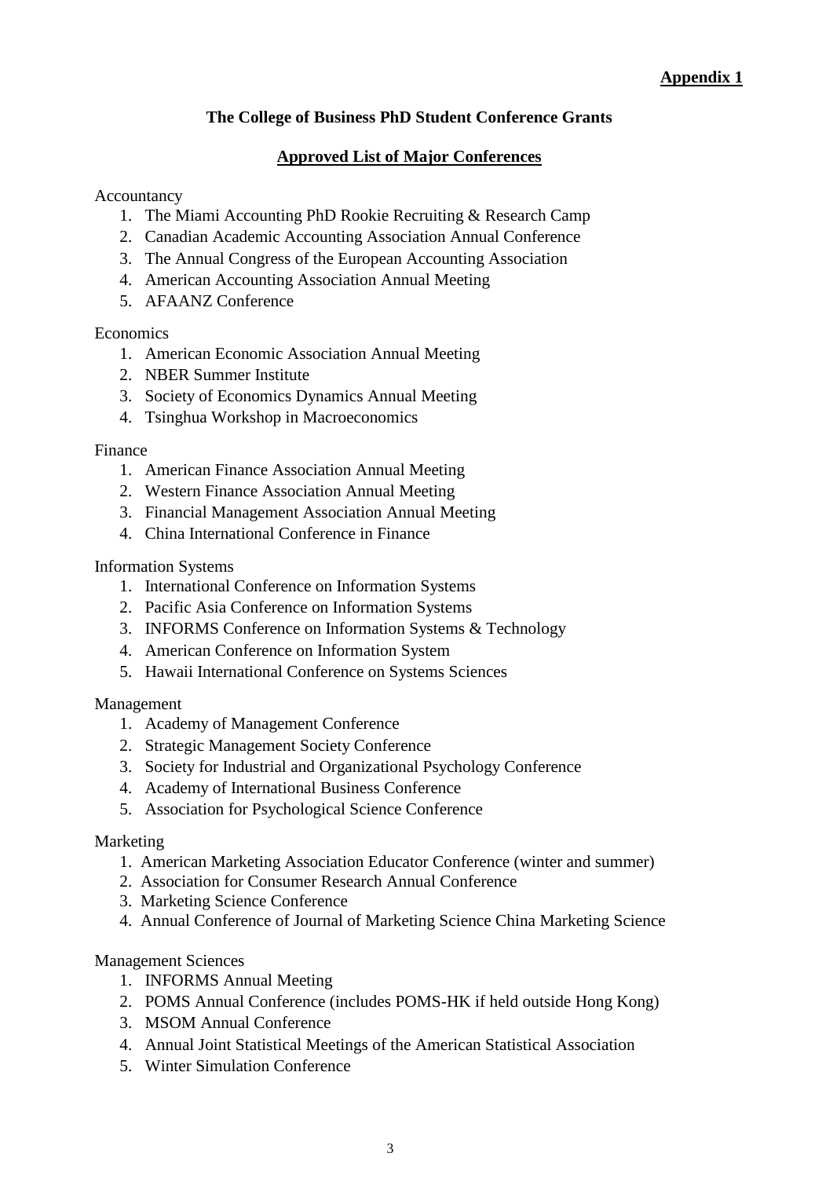**Appendix 1**

## The College of Business PhD Student Conference Grants

### Approved List of Major Conferences

Accountancy

1. The Miami Accounting PhD Rookie Recruiting & Research Camp
2. Canadian Academic Accounting Association Annual Conference
3. The Annual Congress of the European Accounting Association
4. American Accounting Association Annual Meeting
5. AFAANZ Conference

Economics

1. American Economic Association Annual Meeting
2. NBER Summer Institute
3. Society of Economics Dynamics Annual Meeting
4. Tsinghua Workshop in Macroeconomics

Finance

1. American Finance Association Annual Meeting
2. Western Finance Association Annual Meeting
3. Financial Management Association Annual Meeting
4. China International Conference in Finance

Information Systems

1. International Conference on Information Systems
2. Pacific Asia Conference on Information Systems
3. INFORMS Conference on Information Systems & Technology
4. American Conference on Information System
5. Hawaii International Conference on Systems Sciences

Management

1. Academy of Management Conference
2. Strategic Management Society Conference
3. Society for Industrial and Organizational Psychology Conference
4. Academy of International Business Conference
5. Association for Psychological Science Conference

Marketing

1. American Marketing Association Educator Conference (winter and summer)
2. Association for Consumer Research Annual Conference
3. Marketing Science Conference
4. Annual Conference of Journal of Marketing Science China Marketing Science

Management Sciences

1. INFORMS Annual Meeting
2. POMS Annual Conference (includes POMS-HK if held outside Hong Kong)
3. MSOM Annual Conference
4. Annual Joint Statistical Meetings of the American Statistical Association
5. Winter Simulation Conference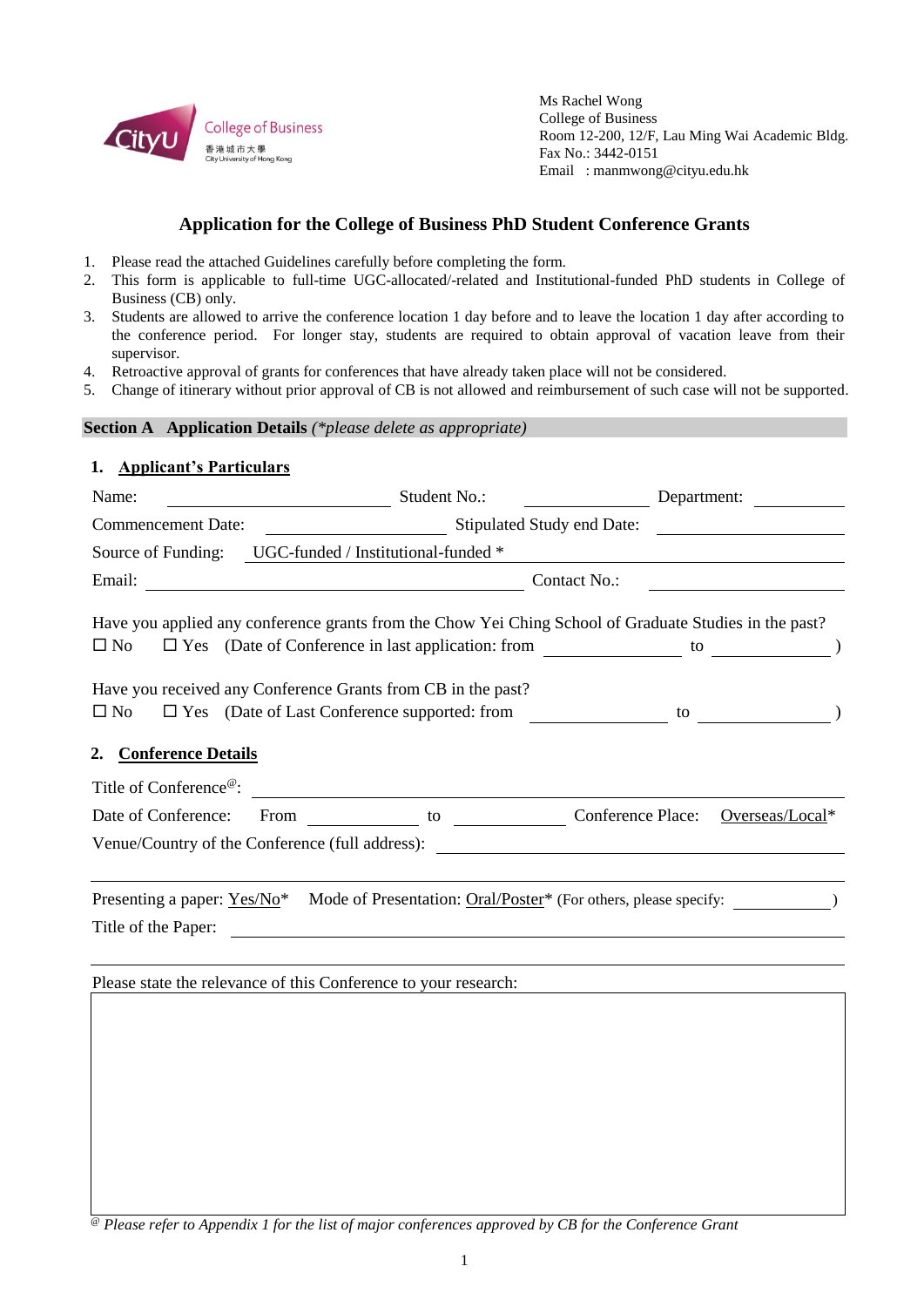Ms Rachel Wong
College of Business
Room 12-200, 12/F, Lau Ming Wai Academic Bldg.
Fax No.: 3442-0151
Email : manmwong@cityu.edu.hk

## Application for the College of Business PhD Student Conference Grants

1. Please read the attached Guidelines carefully before completing the form.
2. This form is applicable to full-time UGC-allocated/-related and Institutional-funded PhD students in College of Business (CB) only.
3. Students are allowed to arrive the conference location 1 day before and to leave the location 1 day after according to the conference period. For longer stay, students are required to obtain approval of vacation leave from their supervisor.
4. Retroactive approval of grants for conferences that have already taken place will not be considered.
5. Change of itinerary without prior approval of CB is not allowed and reimbursement of such case will not be supported.

**Section A Application Details** *(*please delete as appropriate)*

### 1. Applicant's Particulars

Name: ____________________ Student No.: ____________ Department: ________

Commencement Date: ________________ Stipulated Study end Date: ________________

Source of Funding: UGC-funded / Institutional-funded * ________________________________

Email: ________________________________________ Contact No.: ________________

Have you applied any conference grants from the Chow Yei Ching School of Graduate Studies in the past?
☐ No ☐ Yes (Date of Conference in last application: from ____________ to ____________ )

Have you received any Conference Grants from CB in the past?
☐ No ☐ Yes (Date of Last Conference supported: from ____________ to ____________ )

### 2. Conference Details

Title of Conference[@]: ________________________________________________________________

Date of Conference: From __________ to __________ Conference Place: Overseas/Local*

Venue/Country of the Conference (full address): ____________________________________________

________________________________________________________________________________________

Presenting a paper: Yes/No* Mode of Presentation: Oral/Poster* (For others, please specify: __________ )

Title of the Paper: ____________________________________________________________________

________________________________________________________________________________________

Please state the relevance of this Conference to your research:

| |
|---|
| |

[@] *Please refer to Appendix 1 for the list of major conferences approved by CB for the Conference Grant*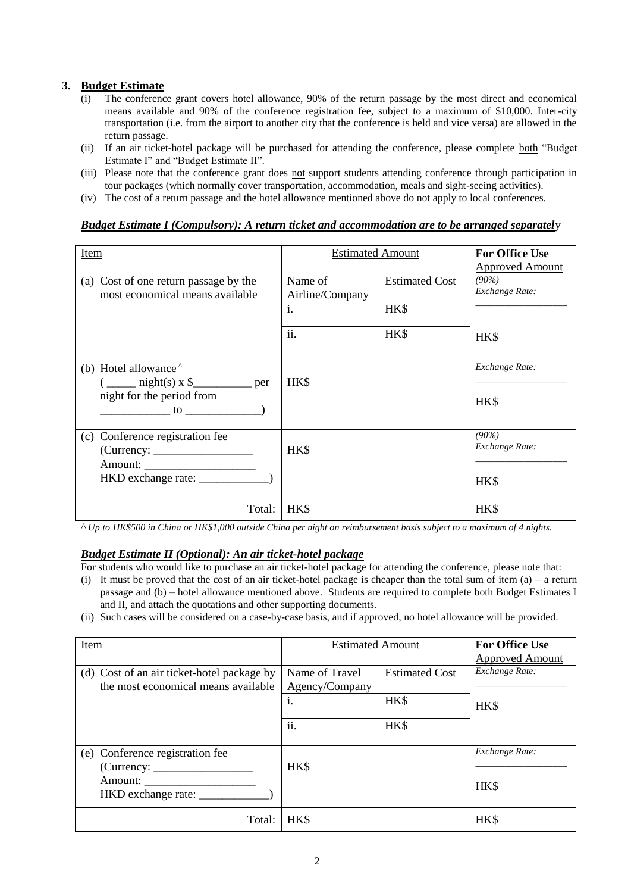## 3. Budget Estimate

(i) The conference grant covers hotel allowance, 90% of the return passage by the most direct and economical means available and 90% of the conference registration fee, subject to a maximum of $10,000. Inter-city transportation (i.e. from the airport to another city that the conference is held and vice versa) are allowed in the return passage.

(ii) If an air ticket-hotel package will be purchased for attending the conference, please complete both "Budget Estimate I" and "Budget Estimate II".

(iii) Please note that the conference grant does not support students attending conference through participation in tour packages (which normally cover transportation, accommodation, meals and sight-seeing activities).

(iv) The cost of a return passage and the hotel allowance mentioned above do not apply to local conferences.

***Budget Estimate I (Compulsory): A return ticket and accommodation are to be arranged separately***

| Item | Estimated Amount | | **For Office Use** Approved Amount |
|---|---|---|---|
| (a) Cost of one return passage by the most economical means available | Name of Airline/Company | Estimated Cost | *(90%)* *Exchange Rate:* ________________ |
| | i. | HK$ | |
| | ii. | HK$ | HK$ |
| (b) Hotel allowance ^ ( _____ night(s) x $__________ per night for the period from ____________ to _____________) | HK$ | | *Exchange Rate:* ________________ HK$ |
| (c) Conference registration fee (Currency: _________________ Amount: ___________________ HKD exchange rate: ____________) | HK$ | | *(90%)* *Exchange Rate:* ________________ HK$ |
| Total: | HK$ | | HK$ |

*^ Up to HK$500 in China or HK$1,000 outside China per night on reimbursement basis subject to a maximum of 4 nights.*

***Budget Estimate II (Optional): An air ticket-hotel package***

For students who would like to purchase an air ticket-hotel package for attending the conference, please note that:

(i) It must be proved that the cost of an air ticket-hotel package is cheaper than the total sum of item (a) – a return passage and (b) – hotel allowance mentioned above. Students are required to complete both Budget Estimates I and II, and attach the quotations and other supporting documents.

(ii) Such cases will be considered on a case-by-case basis, and if approved, no hotel allowance will be provided.

| Item | Estimated Amount | | **For Office Use** Approved Amount |
|---|---|---|---|
| (d) Cost of an air ticket-hotel package by the most economical means available | Name of Travel Agency/Company | Estimated Cost | *Exchange Rate:* ________________ |
| | i. | HK$ | HK$ |
| | ii. | HK$ | |
| (e) Conference registration fee (Currency: _________________ Amount: ___________________ HKD exchange rate: ____________) | HK$ | | *Exchange Rate:* ________________ HK$ |
| Total: | HK$ | | HK$ |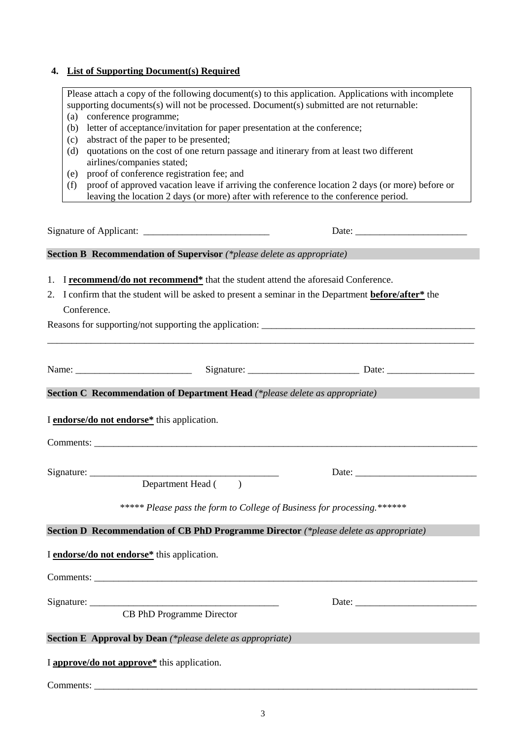## 4. List of Supporting Document(s) Required

Please attach a copy of the following document(s) to this application. Applications with incomplete supporting documents(s) will not be processed. Document(s) submitted are not returnable:

(a) conference programme;
(b) letter of acceptance/invitation for paper presentation at the conference;
(c) abstract of the paper to be presented;
(d) quotations on the cost of one return passage and itinerary from at least two different airlines/companies stated;
(e) proof of conference registration fee; and
(f) proof of approved vacation leave if arriving the conference location 2 days (or more) before or leaving the location 2 days (or more) after with reference to the conference period.

Signature of Applicant: ___________________________ Date: ________________________

**Section B Recommendation of Supervisor** *(*please delete as appropriate)*

1. I **recommend/do not recommend*** that the student attend the aforesaid Conference.
2. I confirm that the student will be asked to present a seminar in the Department **before/after*** the Conference.

Reasons for supporting/not supporting the application: ______________________________________________

_____________________________________________________________________________________________

Name: _________________________ Signature: ________________________ Date: ___________________

**Section C Recommendation of Department Head** *(*please delete as appropriate)*

I **endorse/do not endorse*** this application.

Comments: ___________________________________________________________________________________

Signature: ________________________________________ Date: __________________________

Department Head (       )

****** *Please pass the form to College of Business for processing.* ******

**Section D Recommendation of CB PhD Programme Director** *(*please delete as appropriate)*

I **endorse/do not endorse*** this application.

Comments: ___________________________________________________________________________________

Signature: ________________________________________ Date: __________________________

CB PhD Programme Director

**Section E Approval by Dean** *(*please delete as appropriate)*

I **approve/do not approve*** this application.

Comments: ___________________________________________________________________________________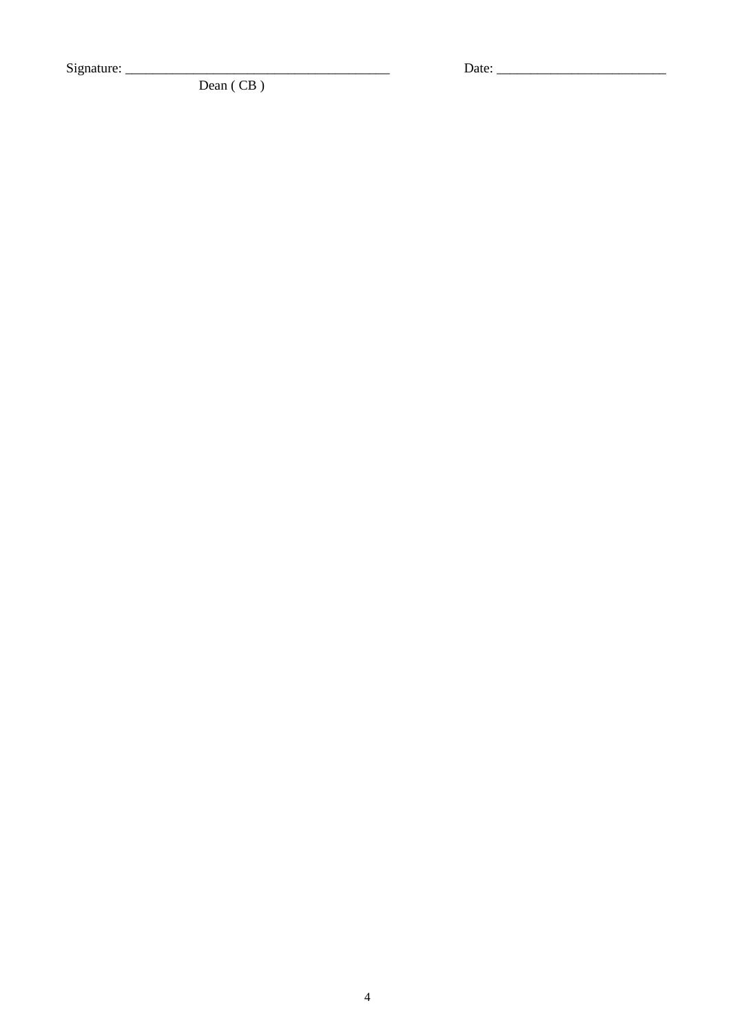Signature: ________________________________________ Date: __________________________

Dean ( CB )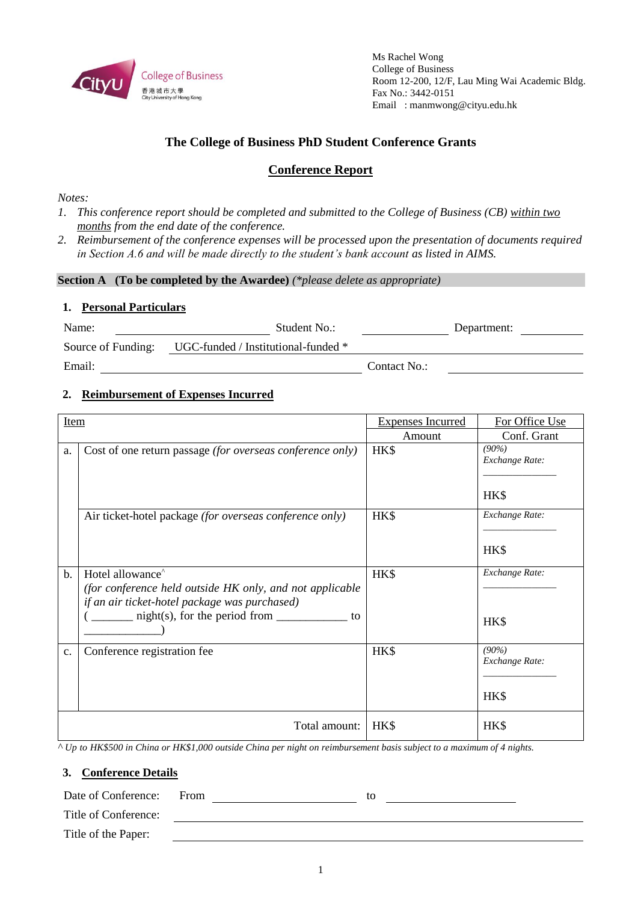Ms Rachel Wong
College of Business
Room 12-200, 12/F, Lau Ming Wai Academic Bldg.
Fax No.: 3442-0151
Email : manmwong@cityu.edu.hk

## The College of Business PhD Student Conference Grants

## Conference Report

*Notes:*

1. *This conference report should be completed and submitted to the College of Business (CB) within two months from the end date of the conference.*
2. *Reimbursement of the conference expenses will be processed upon the presentation of documents required in Section A.6 and will be made directly to the student's bank account* as listed in AIMS.

**Section A (To be completed by the Awardee)** *(\*please delete as appropriate)*

### 1. Personal Particulars

Name: ____________________ Student No.: ____________ Department: __________

Source of Funding: UGC-funded / Institutional-funded *

Email: ______________________________ Contact No.: ______________

### 2. Reimbursement of Expenses Incurred

| Item | | Expenses Incurred | For Office Use |
|---|---|---|---|
| | | Amount | Conf. Grant |
| a. | Cost of one return passage *(for overseas conference only)* | HK$ | *(90%)* *Exchange Rate:* ________ HK$ |
| | Air ticket-hotel package *(for overseas conference only)* | HK$ | *Exchange Rate:* ________ HK$ |
| b. | Hotel allowance^ *(for conference held outside HK only, and not applicable if an air ticket-hotel package was purchased)* ( _______ night(s), for the period from ___________ to _____________) | HK$ | *Exchange Rate:* ________ HK$ |
| c. | Conference registration fee | HK$ | *(90%)* *Exchange Rate:* ________ HK$ |
| | Total amount: | HK$ | HK$ |

*^ Up to HK$500 in China or HK$1,000 outside China per night on reimbursement basis subject to a maximum of 4 nights.*

### 3. Conference Details

Date of Conference: From ____________________ to ____________________

Title of Conference: ________________________________________

Title of the Paper: ________________________________________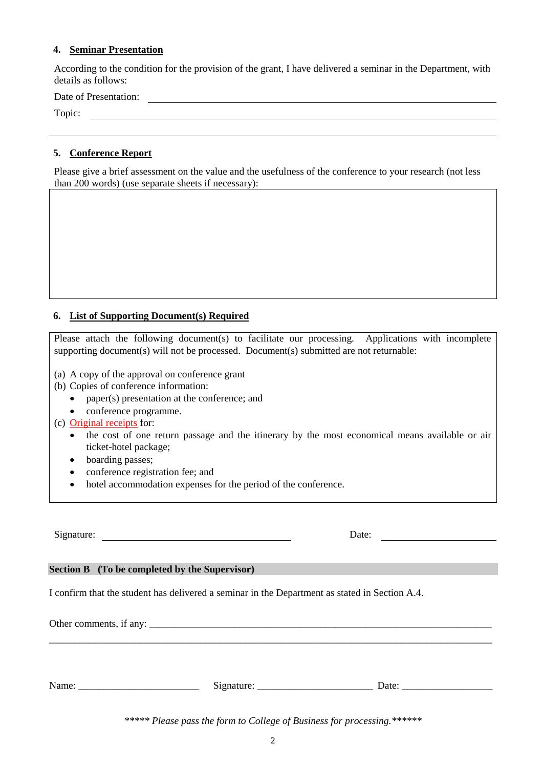#### 4. Seminar Presentation

According to the condition for the provision of the grant, I have delivered a seminar in the Department, with details as follows:

Date of Presentation: ______________________________

Topic: ______________________________

______________________________

#### 5. Conference Report

Please give a brief assessment on the value and the usefulness of the conference to your research (not less than 200 words) (use separate sheets if necessary):

| |
|---|
| |

#### 6. List of Supporting Document(s) Required

Please attach the following document(s) to facilitate our processing. Applications with incomplete supporting document(s) will not be processed. Document(s) submitted are not returnable:

(a) A copy of the approval on conference grant

(b) Copies of conference information:

- paper(s) presentation at the conference; and
- conference programme.

(c) Original receipts for:

- the cost of one return passage and the itinerary by the most economical means available or air ticket-hotel package;
- boarding passes;
- conference registration fee; and
- hotel accommodation expenses for the period of the conference.

Signature: ______________________________ Date: ______________________

**Section B (To be completed by the Supervisor)**

I confirm that the student has delivered a seminar in the Department as stated in Section A.4.

Other comments, if any: ______________________________________________________________________

______________________________________________________________________________________

Name: ________________________ Signature: _______________________ Date: __________________

*\*\*\*\*\* Please pass the form to College of Business for processing.\*\*\*\*\*\**